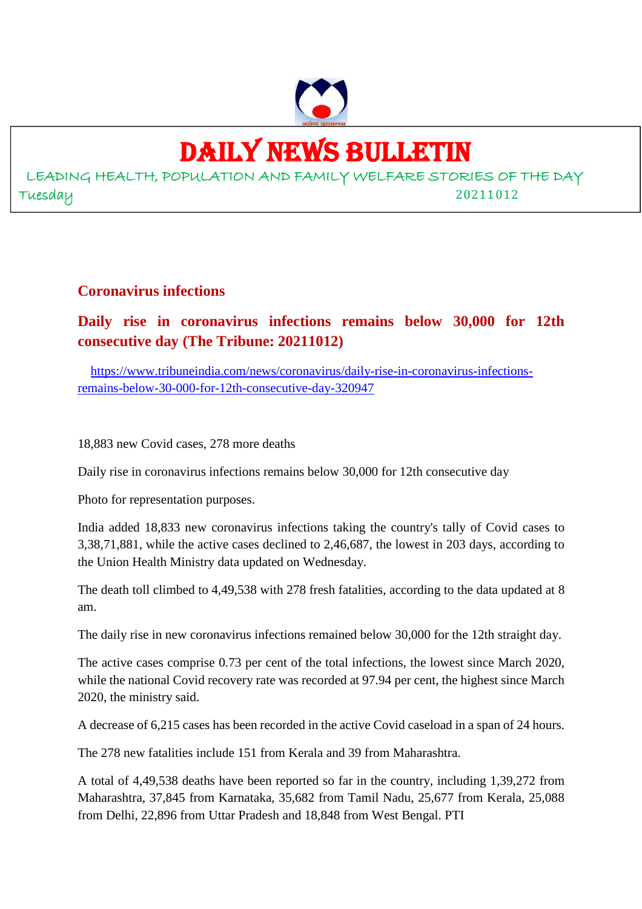# DAILY NEWS BULLETIN

LEADING HEALTH, POPULATION AND FAMILY WELFARE STORIES OF THE DAY

Tuesday 20211012

## Coronavirus infections

## Daily rise in coronavirus infections remains below 30,000 for 12th consecutive day (The Tribune: 20211012)

https://www.tribuneindia.com/news/coronavirus/daily-rise-in-coronavirus-infections-remains-below-30-000-for-12th-consecutive-day-320947

18,883 new Covid cases, 278 more deaths

Daily rise in coronavirus infections remains below 30,000 for 12th consecutive day

Photo for representation purposes.

India added 18,833 new coronavirus infections taking the country's tally of Covid cases to 3,38,71,881, while the active cases declined to 2,46,687, the lowest in 203 days, according to the Union Health Ministry data updated on Wednesday.

The death toll climbed to 4,49,538 with 278 fresh fatalities, according to the data updated at 8 am.

The daily rise in new coronavirus infections remained below 30,000 for the 12th straight day.

The active cases comprise 0.73 per cent of the total infections, the lowest since March 2020, while the national Covid recovery rate was recorded at 97.94 per cent, the highest since March 2020, the ministry said.

A decrease of 6,215 cases has been recorded in the active Covid caseload in a span of 24 hours.

The 278 new fatalities include 151 from Kerala and 39 from Maharashtra.

A total of 4,49,538 deaths have been reported so far in the country, including 1,39,272 from Maharashtra, 37,845 from Karnataka, 35,682 from Tamil Nadu, 25,677 from Kerala, 25,088 from Delhi, 22,896 from Uttar Pradesh and 18,848 from West Bengal. PTI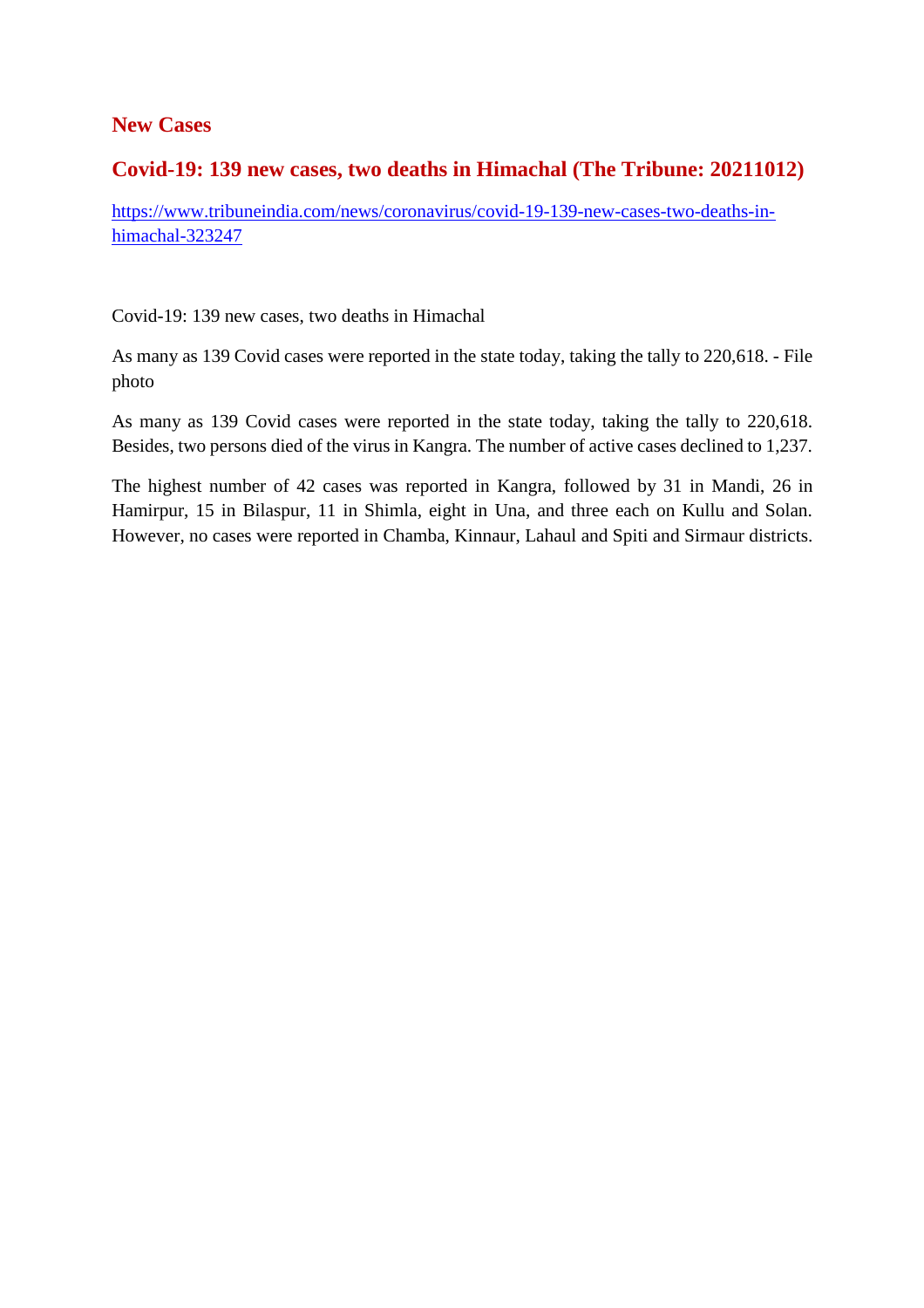## New Cases

## Covid-19: 139 new cases, two deaths in Himachal (The Tribune: 20211012)

https://www.tribuneindia.com/news/coronavirus/covid-19-139-new-cases-two-deaths-in-himachal-323247

Covid-19: 139 new cases, two deaths in Himachal

As many as 139 Covid cases were reported in the state today, taking the tally to 220,618. - File photo

As many as 139 Covid cases were reported in the state today, taking the tally to 220,618. Besides, two persons died of the virus in Kangra. The number of active cases declined to 1,237.

The highest number of 42 cases was reported in Kangra, followed by 31 in Mandi, 26 in Hamirpur, 15 in Bilaspur, 11 in Shimla, eight in Una, and three each on Kullu and Solan. However, no cases were reported in Chamba, Kinnaur, Lahaul and Spiti and Sirmaur districts.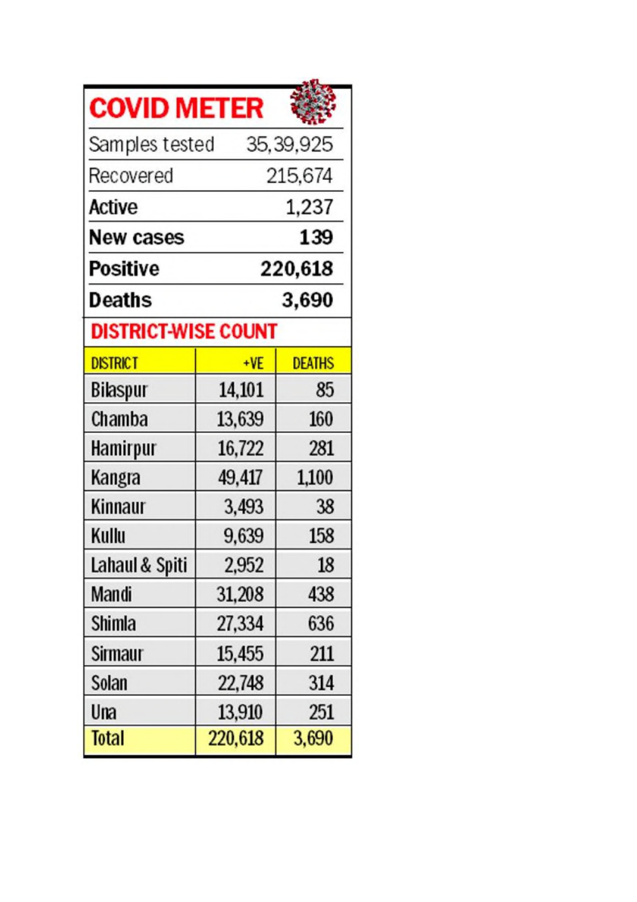## COVID METER

| | |
|---|---|
| Samples tested | 35,39,925 |
| Recovered | 215,674 |
| **Active** | 1,237 |
| **New cases** | **139** |
| **Positive** | **220,618** |
| **Deaths** | **3,690** |

## DISTRICT-WISE COUNT

| DISTRICT | +VE | DEATHS |
|---|---|---|
| Bilaspur | 14,101 | 85 |
| Chamba | 13,639 | 160 |
| Hamirpur | 16,722 | 281 |
| Kangra | 49,417 | 1,100 |
| Kinnaur | 3,493 | 38 |
| Kullu | 9,639 | 158 |
| Lahaul & Spiti | 2,952 | 18 |
| Mandi | 31,208 | 438 |
| Shimla | 27,334 | 636 |
| Sirmaur | 15,455 | 211 |
| Solan | 22,748 | 314 |
| Una | 13,910 | 251 |
| Total | 220,618 | 3,690 |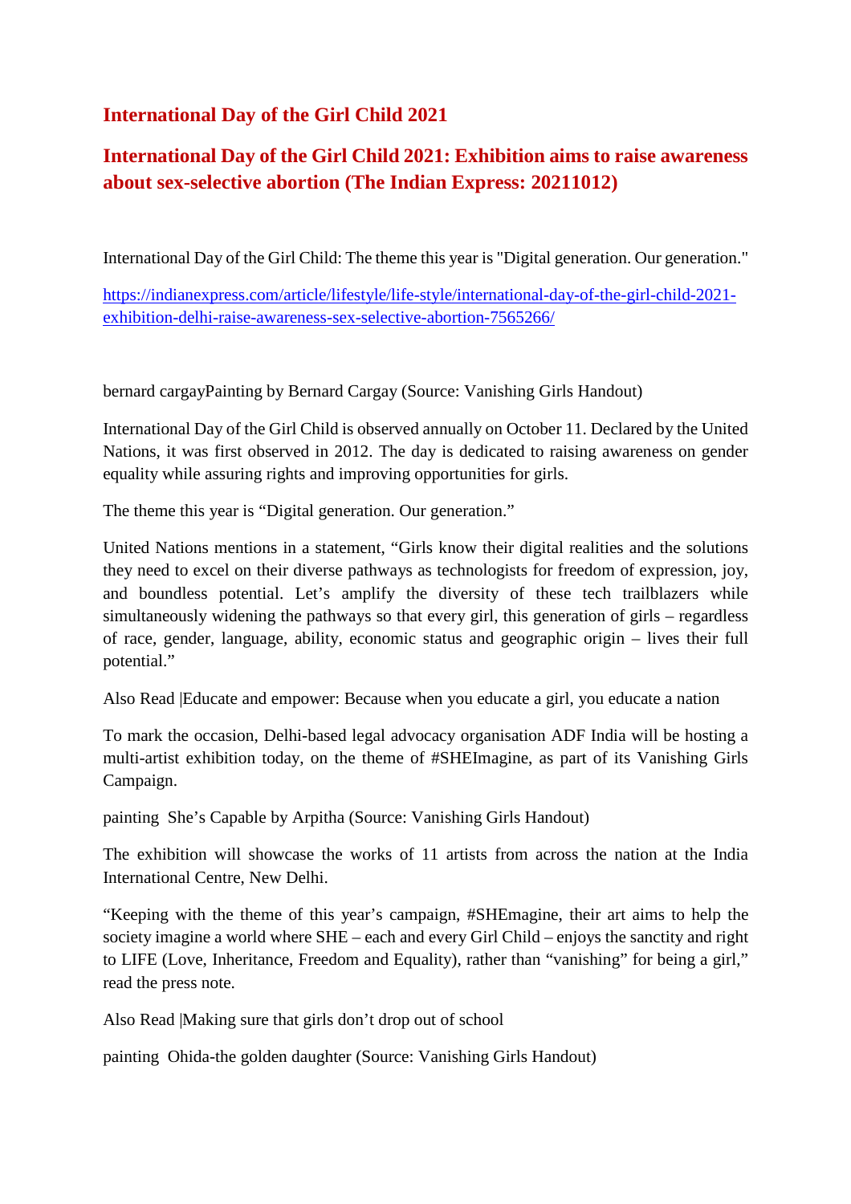## International Day of the Girl Child 2021

## International Day of the Girl Child 2021: Exhibition aims to raise awareness about sex-selective abortion (The Indian Express: 20211012)

International Day of the Girl Child: The theme this year is "Digital generation. Our generation."

https://indianexpress.com/article/lifestyle/life-style/international-day-of-the-girl-child-2021-exhibition-delhi-raise-awareness-sex-selective-abortion-7565266/

bernard cargayPainting by Bernard Cargay (Source: Vanishing Girls Handout)

International Day of the Girl Child is observed annually on October 11. Declared by the United Nations, it was first observed in 2012. The day is dedicated to raising awareness on gender equality while assuring rights and improving opportunities for girls.

The theme this year is "Digital generation. Our generation."

United Nations mentions in a statement, "Girls know their digital realities and the solutions they need to excel on their diverse pathways as technologists for freedom of expression, joy, and boundless potential. Let's amplify the diversity of these tech trailblazers while simultaneously widening the pathways so that every girl, this generation of girls – regardless of race, gender, language, ability, economic status and geographic origin – lives their full potential."

Also Read |Educate and empower: Because when you educate a girl, you educate a nation

To mark the occasion, Delhi-based legal advocacy organisation ADF India will be hosting a multi-artist exhibition today, on the theme of #SHEImagine, as part of its Vanishing Girls Campaign.

painting She's Capable by Arpitha (Source: Vanishing Girls Handout)

The exhibition will showcase the works of 11 artists from across the nation at the India International Centre, New Delhi.

"Keeping with the theme of this year's campaign, #SHEmagine, their art aims to help the society imagine a world where SHE – each and every Girl Child – enjoys the sanctity and right to LIFE (Love, Inheritance, Freedom and Equality), rather than "vanishing" for being a girl," read the press note.

Also Read |Making sure that girls don't drop out of school

painting Ohida-the golden daughter (Source: Vanishing Girls Handout)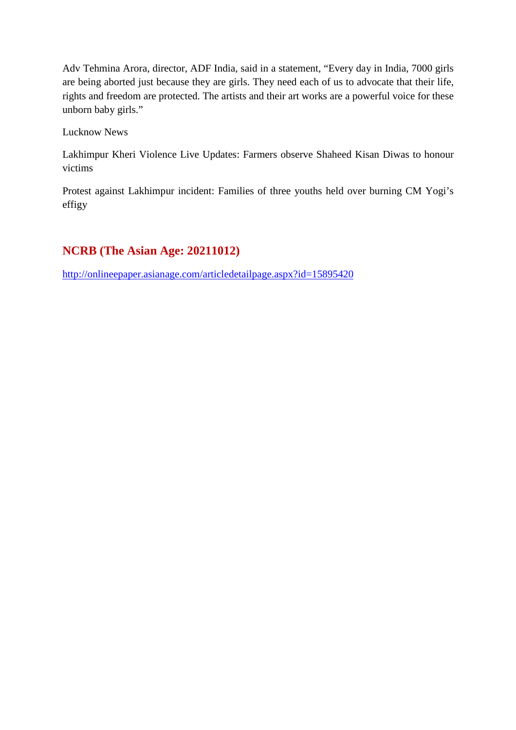Adv Tehmina Arora, director, ADF India, said in a statement, “Every day in India, 7000 girls are being aborted just because they are girls. They need each of us to advocate that their life, rights and freedom are protected. The artists and their art works are a powerful voice for these unborn baby girls.”

Lucknow News

Lakhimpur Kheri Violence Live Updates: Farmers observe Shaheed Kisan Diwas to honour victims

Protest against Lakhimpur incident: Families of three youths held over burning CM Yogi’s effigy

## NCRB (The Asian Age: 20211012)

http://onlineepaper.asianage.com/articledetailpage.aspx?id=15895420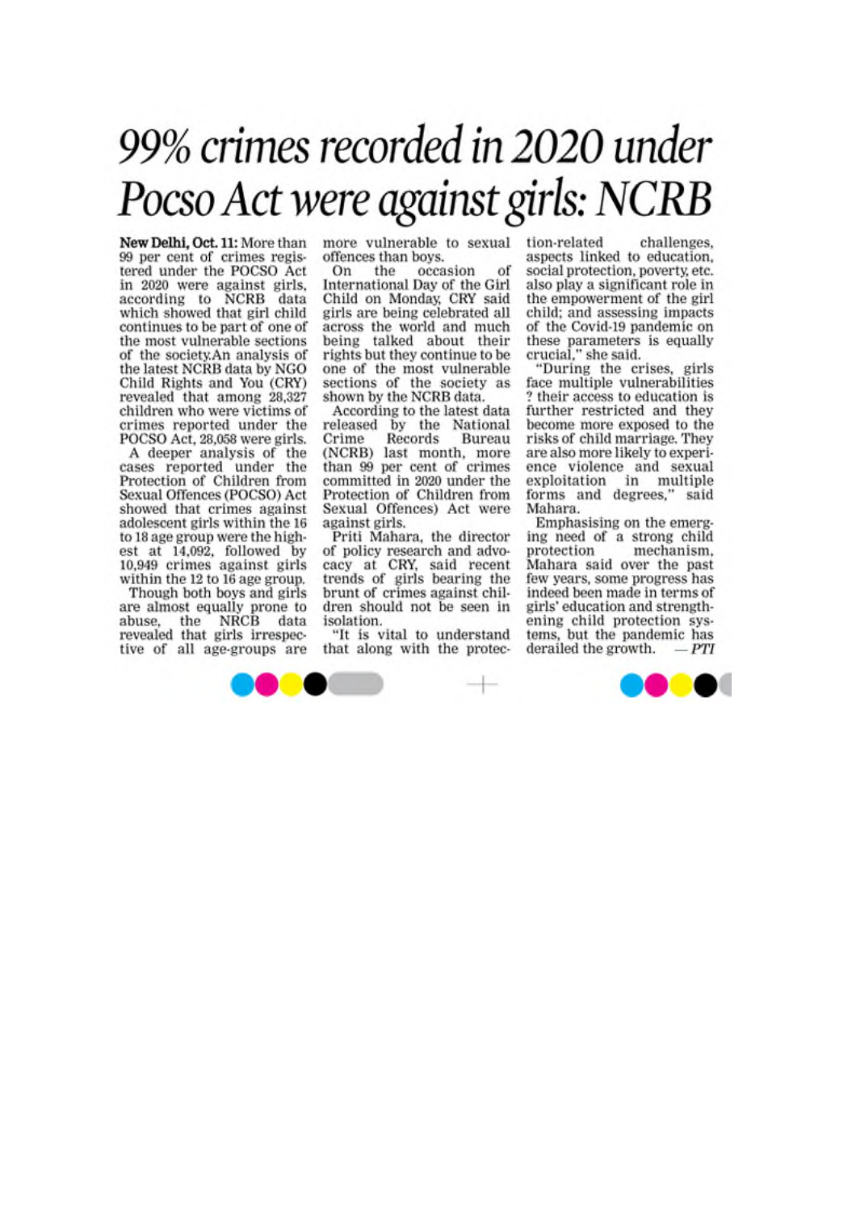# 99% crimes recorded in 2020 under Pocso Act were against girls: NCRB

**New Delhi, Oct. 11:** More than 99 per cent of crimes registered under the POCSO Act in 2020 were against girls, according to NCRB data which showed that girl child continues to be part of one of the most vulnerable sections of the society.An analysis of the latest NCRB data by NGO Child Rights and You (CRY) revealed that among 28,327 children who were victims of crimes reported under the POCSO Act, 28,058 were girls.

A deeper analysis of the cases reported under the Protection of Children from Sexual Offences (POCSO) Act showed that crimes against adolescent girls within the 16 to 18 age group were the highest at 14,092, followed by 10,949 crimes against girls within the 12 to 16 age group.

Though both boys and girls are almost equally prone to abuse, the NRCB data revealed that girls irrespective of all age-groups are more vulnerable to sexual offences than boys.

On the occasion of International Day of the Girl Child on Monday, CRY said girls are being celebrated all across the world and much being talked about their rights but they continue to be one of the most vulnerable sections of the society as shown by the NCRB data.

According to the latest data released by the National Crime Records Bureau (NCRB) last month, more than 99 per cent of crimes committed in 2020 under the Protection of Children from Sexual Offences) Act were against girls.

Priti Mahara, the director of policy research and advocacy at CRY, said recent trends of girls bearing the brunt of crimes against children should not be seen in isolation.

"It is vital to understand that along with the protection-related challenges, aspects linked to education, social protection, poverty, etc. also play a significant role in the empowerment of the girl child; and assessing impacts of the Covid-19 pandemic on these parameters is equally crucial," she said.

"During the crises, girls face multiple vulnerabilities ? their access to education is further restricted and they become more exposed to the risks of child marriage. They are also more likely to experience violence and sexual exploitation in multiple forms and degrees," said Mahara.

Emphasising on the emerging need of a strong child protection mechanism, Mahara said over the past few years, some progress has indeed been made in terms of girls' education and strengthening child protection systems, but the pandemic has derailed the growth. *— PTI*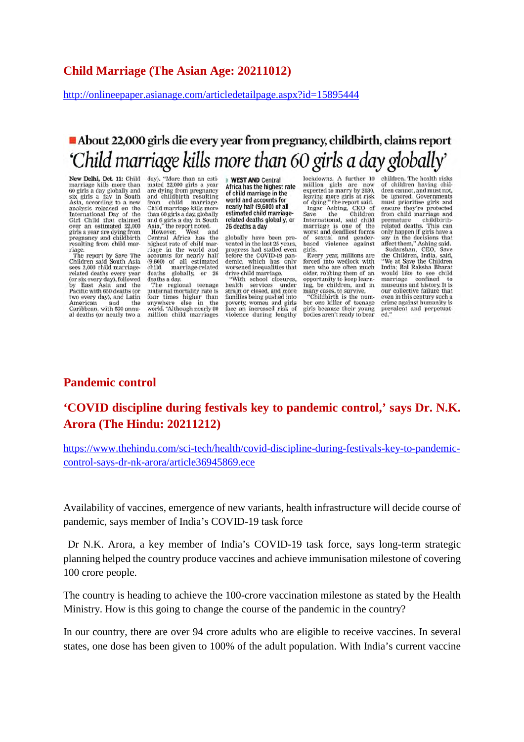## Child Marriage (The Asian Age: 20211012)

http://onlineepaper.asianage.com/articledetailpage.aspx?id=15895444

### About 22,000 girls die every year from pregnancy, childbirth, claims report

# 'Child marriage kills more than 60 girls a day globally'

**New Delhi, Oct. 11:** Child marriage kills more than 60 girls a day globally and six girls a day in South Asia, according to a new analysis released on the International Day of the Girl Child that claimed over an estimated 22,000 girls a year are dying from pregnancy and childbirth resulting from child marriage.

The report by Save The Children said South Asia sees 2,000 child marriage-related deaths every year (or six every day), followed by East Asia and the Pacific with 650 deaths (or two every day), and Latin American and the Caribbean, with 560 annual deaths (or nearly two a day). "More than an estimated 22,000 girls a year are dying from pregnancy and childbirth resulting from child marriage. Child marriage kills more than 60 girls a day, globally and 6 girls a day in South Asia," the report noted.

However, West and Central Africa has the highest rate of child marriage in the world and accounts for nearly half (9,600) of all estimated child marriage-related deaths globally, or 26 deaths a day.

The regional teenage maternal mortality rate is four times higher than anywhere else in the world. "Although nearly 80 million child marriages globally have been prevented in the last 25 years, progress had stalled even before the COVID-19 pandemic, which has only worsened inequalities that drive child marriage.

> **WEST AND Central Africa has the highest rate of child marriage in the world and accounts for nearly half (9,600) of all estimated child marriage-related deaths globally, or 26 deaths a day**

"With school closures, health services under strain or closed, and more families being pushed into poverty, women and girls face an increased risk of violence during lengthy lockdowns. A further 10 million girls are now expected to marry by 2030, leaving more girls at risk of dying," the report said.

Inger Ashing, CEO of Save the Children International, said child marriage is one of the worst and deadliest forms of sexual and gender-based violence against girls.

Every year, millions are forced into wedlock with men who are often much older, robbing them of an opportunity to keep learning, be children, and in many cases, to survive.

"Childbirth is the number one killer of teenage girls because their young bodies aren't ready to bear children. The health risks of children having children cannot, and must not, be ignored. Governments must prioritise girls and ensure they're protected from child marriage and premature childbirth-related deaths. This can only happen if girls have a say in the decisions that affect them," Ashing said.

Sudarshan, CEO, Save the Children, India, said, "We at Save the Children India; Bal Raksha Bharat would like to see child marriage confined to museums and history. It is our collective failure that even in this century such a crime against humanity is prevalent and perpetuated."

## Pandemic control

## 'COVID discipline during festivals key to pandemic control,' says Dr. N.K. Arora (The Hindu: 20211212)

https://www.thehindu.com/sci-tech/health/covid-discipline-during-festivals-key-to-pandemic-control-says-dr-nk-arora/article36945869.ece

Availability of vaccines, emergence of new variants, health infrastructure will decide course of pandemic, says member of India's COVID-19 task force

Dr N.K. Arora, a key member of India's COVID-19 task force, says long-term strategic planning helped the country produce vaccines and achieve immunisation milestone of covering 100 crore people.

The country is heading to achieve the 100-crore vaccination milestone as stated by the Health Ministry. How is this going to change the course of the pandemic in the country?

In our country, there are over 94 crore adults who are eligible to receive vaccines. In several states, one dose has been given to 100% of the adult population. With India's current vaccine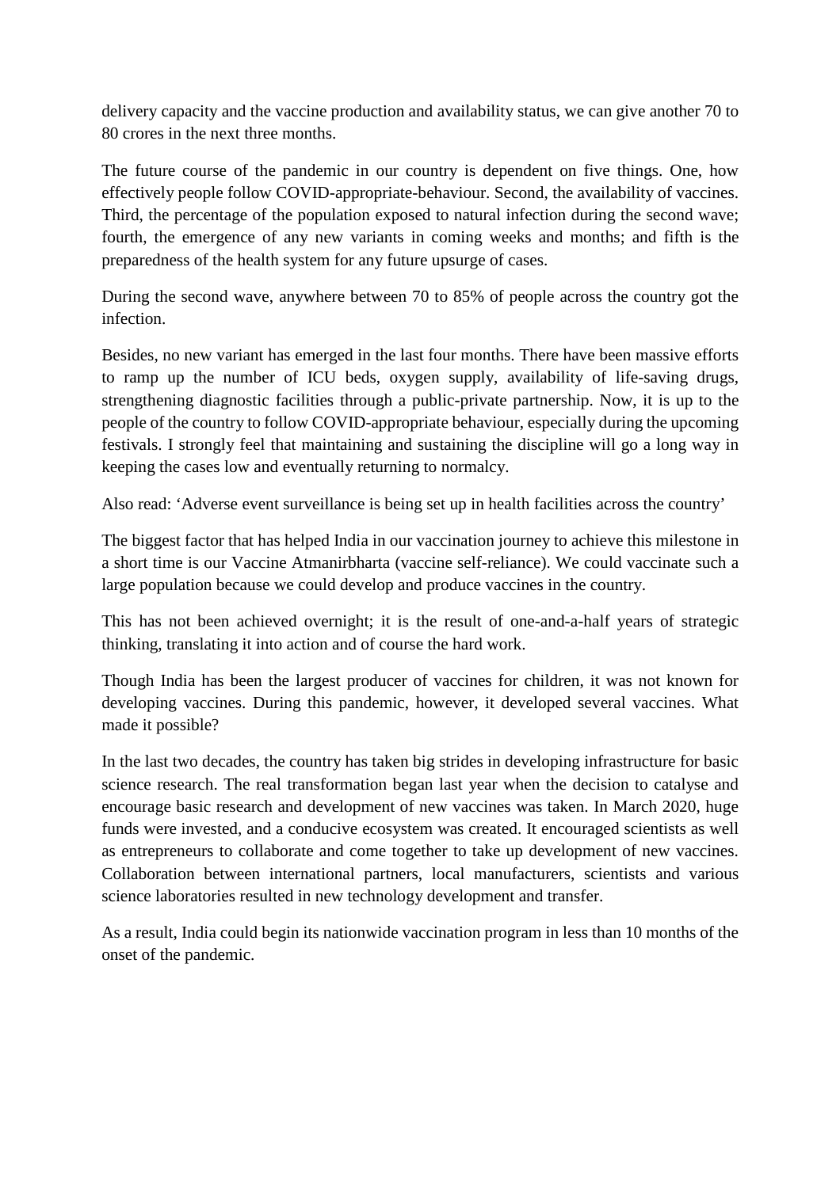delivery capacity and the vaccine production and availability status, we can give another 70 to 80 crores in the next three months.

The future course of the pandemic in our country is dependent on five things. One, how effectively people follow COVID-appropriate-behaviour. Second, the availability of vaccines. Third, the percentage of the population exposed to natural infection during the second wave; fourth, the emergence of any new variants in coming weeks and months; and fifth is the preparedness of the health system for any future upsurge of cases.

During the second wave, anywhere between 70 to 85% of people across the country got the infection.

Besides, no new variant has emerged in the last four months. There have been massive efforts to ramp up the number of ICU beds, oxygen supply, availability of life-saving drugs, strengthening diagnostic facilities through a public-private partnership. Now, it is up to the people of the country to follow COVID-appropriate behaviour, especially during the upcoming festivals. I strongly feel that maintaining and sustaining the discipline will go a long way in keeping the cases low and eventually returning to normalcy.

Also read: 'Adverse event surveillance is being set up in health facilities across the country'

The biggest factor that has helped India in our vaccination journey to achieve this milestone in a short time is our Vaccine Atmanirbharta (vaccine self-reliance). We could vaccinate such a large population because we could develop and produce vaccines in the country.

This has not been achieved overnight; it is the result of one-and-a-half years of strategic thinking, translating it into action and of course the hard work.

Though India has been the largest producer of vaccines for children, it was not known for developing vaccines. During this pandemic, however, it developed several vaccines. What made it possible?

In the last two decades, the country has taken big strides in developing infrastructure for basic science research. The real transformation began last year when the decision to catalyse and encourage basic research and development of new vaccines was taken. In March 2020, huge funds were invested, and a conducive ecosystem was created. It encouraged scientists as well as entrepreneurs to collaborate and come together to take up development of new vaccines. Collaboration between international partners, local manufacturers, scientists and various science laboratories resulted in new technology development and transfer.

As a result, India could begin its nationwide vaccination program in less than 10 months of the onset of the pandemic.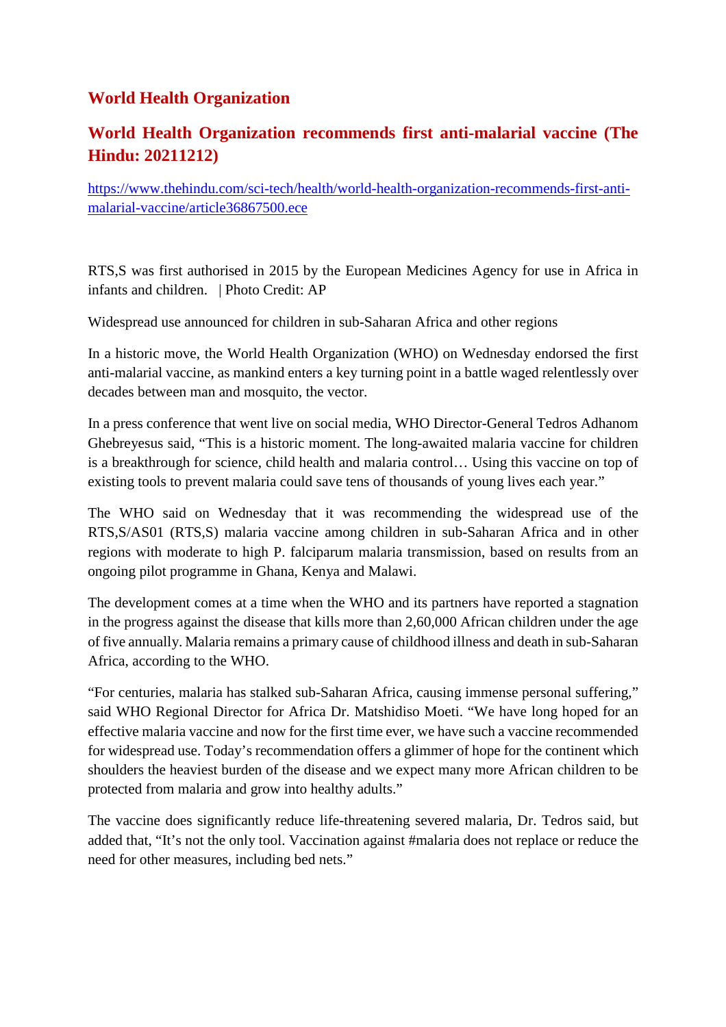## World Health Organization

## World Health Organization recommends first anti-malarial vaccine (The Hindu: 20211212)

[https://www.thehindu.com/sci-tech/health/world-health-organization-recommends-first-anti-malarial-vaccine/article36867500.ece](https://www.thehindu.com/sci-tech/health/world-health-organization-recommends-first-anti-malarial-vaccine/article36867500.ece)

RTS,S was first authorised in 2015 by the European Medicines Agency for use in Africa in infants and children. | Photo Credit: AP

Widespread use announced for children in sub-Saharan Africa and other regions

In a historic move, the World Health Organization (WHO) on Wednesday endorsed the first anti-malarial vaccine, as mankind enters a key turning point in a battle waged relentlessly over decades between man and mosquito, the vector.

In a press conference that went live on social media, WHO Director-General Tedros Adhanom Ghebreyesus said, "This is a historic moment. The long-awaited malaria vaccine for children is a breakthrough for science, child health and malaria control… Using this vaccine on top of existing tools to prevent malaria could save tens of thousands of young lives each year."

The WHO said on Wednesday that it was recommending the widespread use of the RTS,S/AS01 (RTS,S) malaria vaccine among children in sub-Saharan Africa and in other regions with moderate to high P. falciparum malaria transmission, based on results from an ongoing pilot programme in Ghana, Kenya and Malawi.

The development comes at a time when the WHO and its partners have reported a stagnation in the progress against the disease that kills more than 2,60,000 African children under the age of five annually. Malaria remains a primary cause of childhood illness and death in sub-Saharan Africa, according to the WHO.

"For centuries, malaria has stalked sub-Saharan Africa, causing immense personal suffering," said WHO Regional Director for Africa Dr. Matshidiso Moeti. "We have long hoped for an effective malaria vaccine and now for the first time ever, we have such a vaccine recommended for widespread use. Today's recommendation offers a glimmer of hope for the continent which shoulders the heaviest burden of the disease and we expect many more African children to be protected from malaria and grow into healthy adults."

The vaccine does significantly reduce life-threatening severed malaria, Dr. Tedros said, but added that, "It's not the only tool. Vaccination against #malaria does not replace or reduce the need for other measures, including bed nets."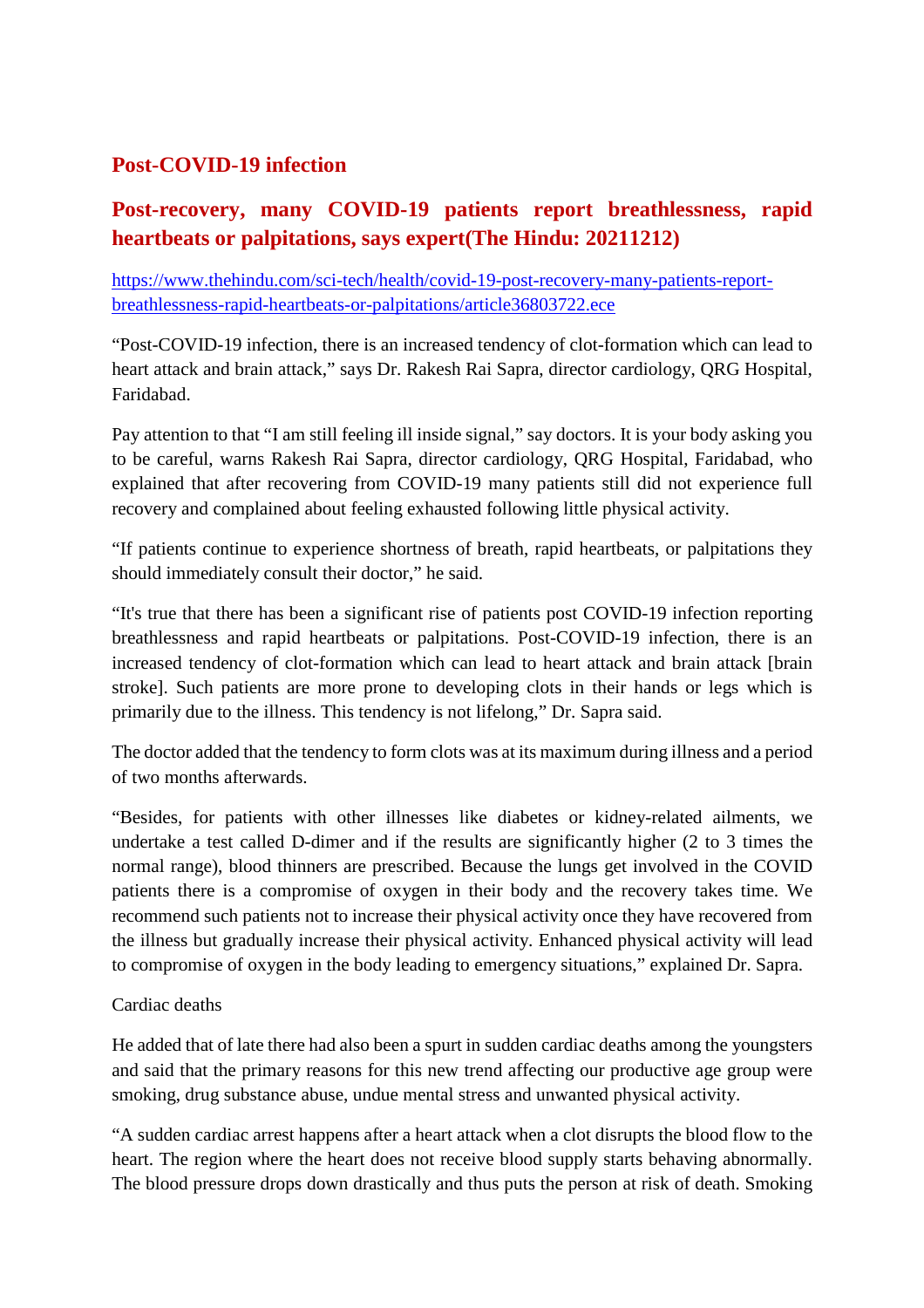## Post-COVID-19 infection

## Post-recovery, many COVID-19 patients report breathlessness, rapid heartbeats or palpitations, says expert(The Hindu: 20211212)

https://www.thehindu.com/sci-tech/health/covid-19-post-recovery-many-patients-report-breathlessness-rapid-heartbeats-or-palpitations/article36803722.ece

"Post-COVID-19 infection, there is an increased tendency of clot-formation which can lead to heart attack and brain attack," says Dr. Rakesh Rai Sapra, director cardiology, QRG Hospital, Faridabad.

Pay attention to that "I am still feeling ill inside signal," say doctors. It is your body asking you to be careful, warns Rakesh Rai Sapra, director cardiology, QRG Hospital, Faridabad, who explained that after recovering from COVID-19 many patients still did not experience full recovery and complained about feeling exhausted following little physical activity.

"If patients continue to experience shortness of breath, rapid heartbeats, or palpitations they should immediately consult their doctor," he said.

"It's true that there has been a significant rise of patients post COVID-19 infection reporting breathlessness and rapid heartbeats or palpitations. Post-COVID-19 infection, there is an increased tendency of clot-formation which can lead to heart attack and brain attack [brain stroke]. Such patients are more prone to developing clots in their hands or legs which is primarily due to the illness. This tendency is not lifelong," Dr. Sapra said.

The doctor added that the tendency to form clots was at its maximum during illness and a period of two months afterwards.

"Besides, for patients with other illnesses like diabetes or kidney-related ailments, we undertake a test called D-dimer and if the results are significantly higher (2 to 3 times the normal range), blood thinners are prescribed. Because the lungs get involved in the COVID patients there is a compromise of oxygen in their body and the recovery takes time. We recommend such patients not to increase their physical activity once they have recovered from the illness but gradually increase their physical activity. Enhanced physical activity will lead to compromise of oxygen in the body leading to emergency situations," explained Dr. Sapra.

Cardiac deaths

He added that of late there had also been a spurt in sudden cardiac deaths among the youngsters and said that the primary reasons for this new trend affecting our productive age group were smoking, drug substance abuse, undue mental stress and unwanted physical activity.

"A sudden cardiac arrest happens after a heart attack when a clot disrupts the blood flow to the heart. The region where the heart does not receive blood supply starts behaving abnormally. The blood pressure drops down drastically and thus puts the person at risk of death. Smoking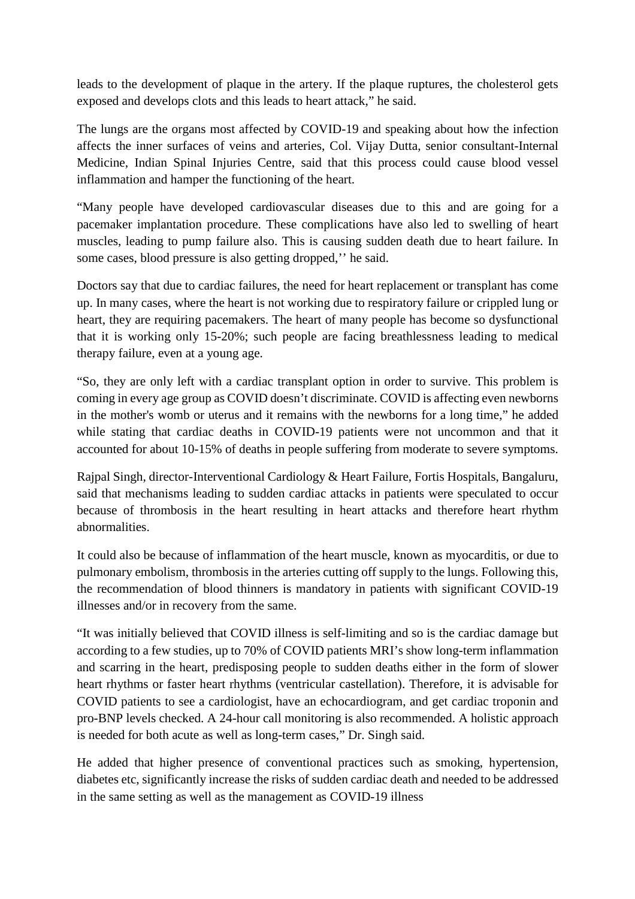leads to the development of plaque in the artery. If the plaque ruptures, the cholesterol gets exposed and develops clots and this leads to heart attack," he said.

The lungs are the organs most affected by COVID-19 and speaking about how the infection affects the inner surfaces of veins and arteries, Col. Vijay Dutta, senior consultant-Internal Medicine, Indian Spinal Injuries Centre, said that this process could cause blood vessel inflammation and hamper the functioning of the heart.

"Many people have developed cardiovascular diseases due to this and are going for a pacemaker implantation procedure. These complications have also led to swelling of heart muscles, leading to pump failure also. This is causing sudden death due to heart failure. In some cases, blood pressure is also getting dropped,'' he said.

Doctors say that due to cardiac failures, the need for heart replacement or transplant has come up. In many cases, where the heart is not working due to respiratory failure or crippled lung or heart, they are requiring pacemakers. The heart of many people has become so dysfunctional that it is working only 15-20%; such people are facing breathlessness leading to medical therapy failure, even at a young age.

"So, they are only left with a cardiac transplant option in order to survive. This problem is coming in every age group as COVID doesn't discriminate. COVID is affecting even newborns in the mother's womb or uterus and it remains with the newborns for a long time," he added while stating that cardiac deaths in COVID-19 patients were not uncommon and that it accounted for about 10-15% of deaths in people suffering from moderate to severe symptoms.

Rajpal Singh, director-Interventional Cardiology & Heart Failure, Fortis Hospitals, Bangaluru, said that mechanisms leading to sudden cardiac attacks in patients were speculated to occur because of thrombosis in the heart resulting in heart attacks and therefore heart rhythm abnormalities.

It could also be because of inflammation of the heart muscle, known as myocarditis, or due to pulmonary embolism, thrombosis in the arteries cutting off supply to the lungs. Following this, the recommendation of blood thinners is mandatory in patients with significant COVID-19 illnesses and/or in recovery from the same.

"It was initially believed that COVID illness is self-limiting and so is the cardiac damage but according to a few studies, up to 70% of COVID patients MRI's show long-term inflammation and scarring in the heart, predisposing people to sudden deaths either in the form of slower heart rhythms or faster heart rhythms (ventricular castellation). Therefore, it is advisable for COVID patients to see a cardiologist, have an echocardiogram, and get cardiac troponin and pro-BNP levels checked. A 24-hour call monitoring is also recommended. A holistic approach is needed for both acute as well as long-term cases," Dr. Singh said.

He added that higher presence of conventional practices such as smoking, hypertension, diabetes etc, significantly increase the risks of sudden cardiac death and needed to be addressed in the same setting as well as the management as COVID-19 illness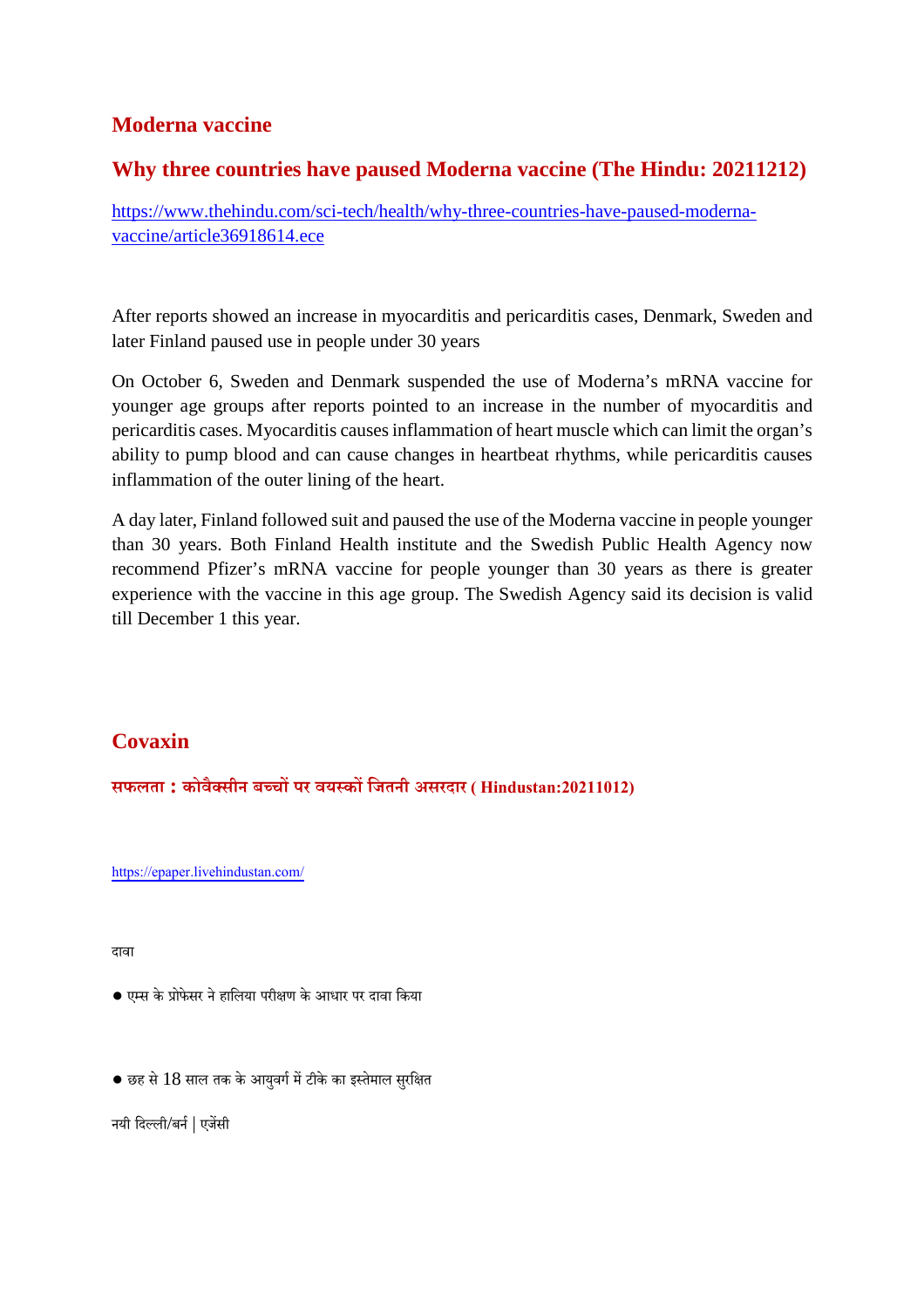## Moderna vaccine

### Why three countries have paused Moderna vaccine (The Hindu: 20211212)

https://www.thehindu.com/sci-tech/health/why-three-countries-have-paused-moderna-vaccine/article36918614.ece

After reports showed an increase in myocarditis and pericarditis cases, Denmark, Sweden and later Finland paused use in people under 30 years

On October 6, Sweden and Denmark suspended the use of Moderna's mRNA vaccine for younger age groups after reports pointed to an increase in the number of myocarditis and pericarditis cases. Myocarditis causes inflammation of heart muscle which can limit the organ's ability to pump blood and can cause changes in heartbeat rhythms, while pericarditis causes inflammation of the outer lining of the heart.

A day later, Finland followed suit and paused the use of the Moderna vaccine in people younger than 30 years. Both Finland Health institute and the Swedish Public Health Agency now recommend Pfizer's mRNA vaccine for people younger than 30 years as there is greater experience with the vaccine in this age group. The Swedish Agency said its decision is valid till December 1 this year.

## Covaxin

### सफलता : कोवैक्सीन बच्चों पर वयस्कों जितनी असरदार ( Hindustan:20211012)

https://epaper.livehindustan.com/

दावा

- एम्स के प्रोफेसर ने हालिया परीक्षण के आधार पर दावा किया

- छह से 18 साल तक के आयुवर्ग में टीके का इस्तेमाल सुरक्षित

नयी दिल्ली/बर्न | एजेंसी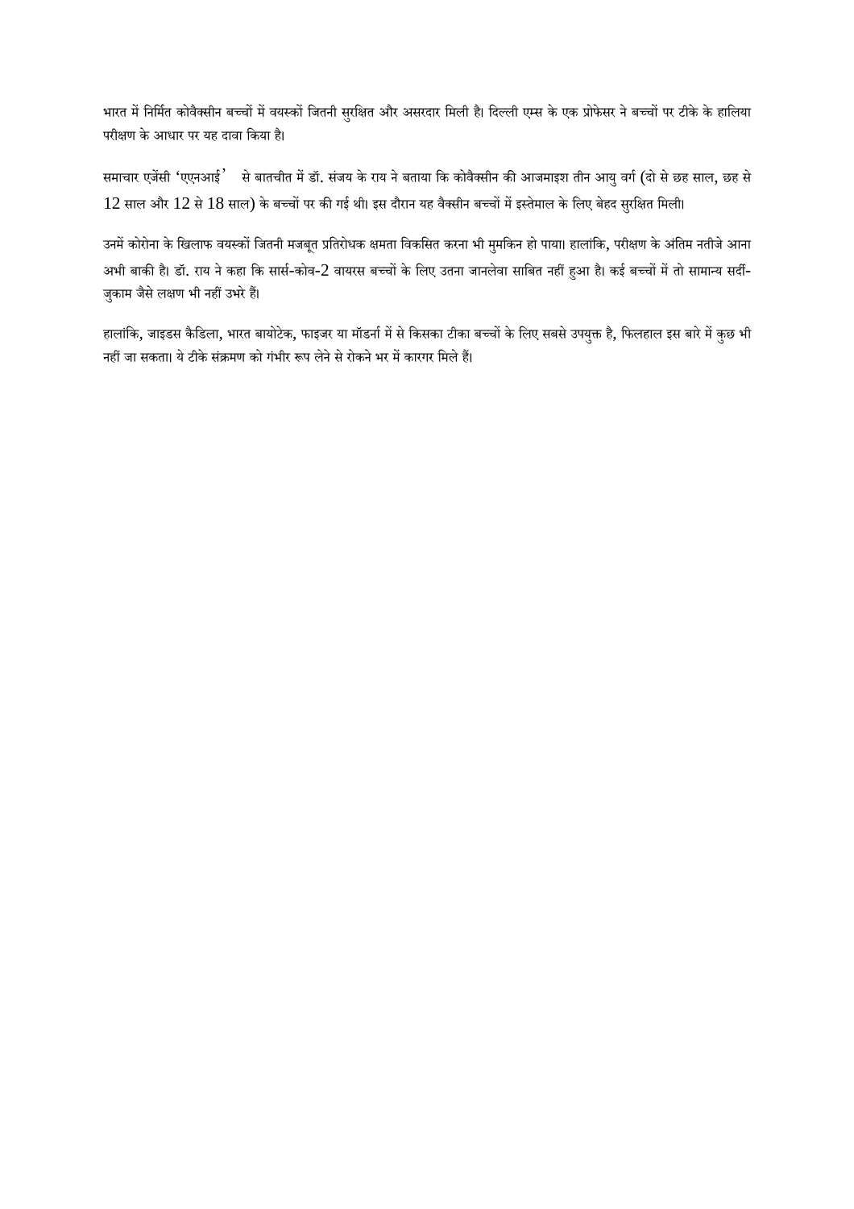भारत में निर्मित कोवैक्सीन बच्चों में वयस्कों जितनी सुरक्षित और असरदार मिली है। दिल्ली एम्स के एक प्रोफेसर ने बच्चों पर टीके के हालिया परीक्षण के आधार पर यह दावा किया है।

समाचार एजेंसी 'एएनआई' से बातचीत में डॉ. संजय के राय ने बताया कि कोवैक्सीन की आजमाइश तीन आयु वर्ग (दो से छह साल, छह से 12 साल और 12 से 18 साल) के बच्चों पर की गई थी। इस दौरान यह वैक्सीन बच्चों में इस्तेमाल के लिए बेहद सुरक्षित मिली।

उनमें कोरोना के खिलाफ वयस्कों जितनी मजबूत प्रतिरोधक क्षमता विकसित करना भी मुमकिन हो पाया। हालांकि, परीक्षण के अंतिम नतीजे आना अभी बाकी है। डॉ. राय ने कहा कि सार्स-कोव-2 वायरस बच्चों के लिए उतना जानलेवा साबित नहीं हुआ है। कई बच्चों में तो सामान्य सर्दी-जुकाम जैसे लक्षण भी नहीं उभरे हैं।

हालांकि, जाइडस कैडिला, भारत बायोटेक, फाइजर या मॉडर्ना में से किसका टीका बच्चों के लिए सबसे उपयुक्त है, फिलहाल इस बारे में कुछ भी नहीं जा सकता। ये टीके संक्रमण को गंभीर रूप लेने से रोकने भर में कारगर मिले हैं।